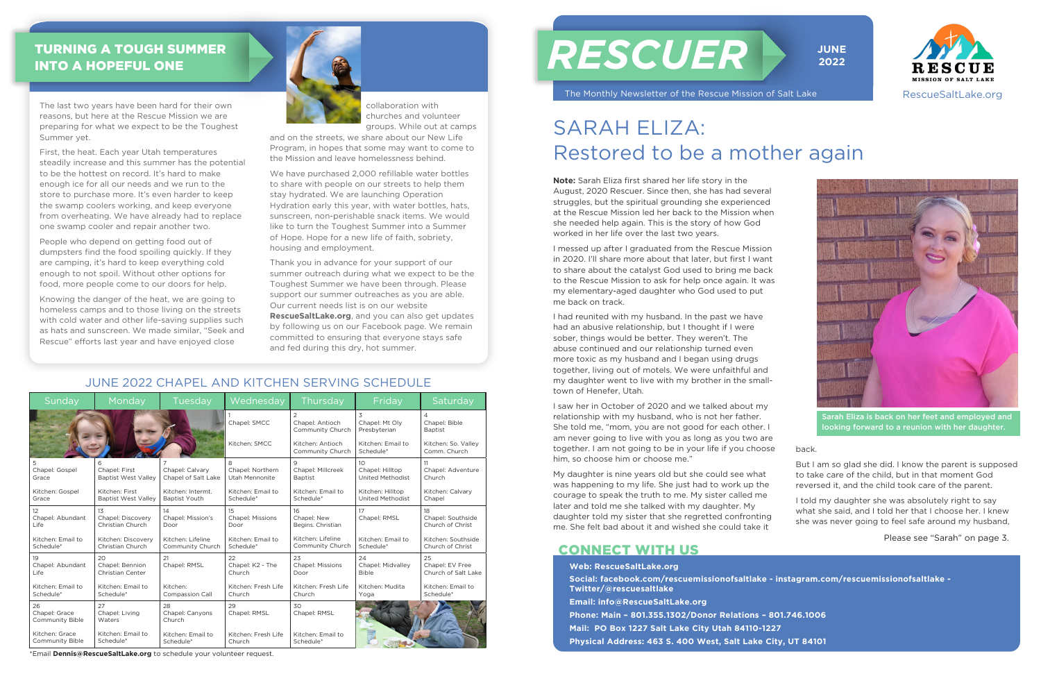# RESCUER

**JUNE 2022**

The Monthly Newsletter of the Rescue Mission of Salt Lake

RESCUE MISSION OF SALT LAKE

RescueSaltLake.org

## TURNING A TOUGH SUMMER INTO A HOPEFUL ONE

The last two years have been hard for their own reasons, but here at the Rescue Mission we are preparing for what we expect to be the Toughest Summer yet.

First, the heat. Each year Utah temperatures steadily increase and this summer has the potential to be the hottest on record. It's hard to make enough ice for all our needs and we run to the store to purchase more. It's even harder to keep the swamp coolers working, and keep everyone from overheating. We have already had to replace one swamp cooler and repair another two.

People who depend on getting food out of dumpsters find the food spoiling quickly. If they are camping, it's hard to keep everything cold enough to not spoil. Without other options for food, more people come to our doors for help.

Knowing the danger of the heat, we are going to homeless camps and to those living on the streets with cold water and other life-saving supplies such as hats and sunscreen. We made similar, "Seek and Rescue" efforts last year and have enjoyed close collaboration with churches and volunteer groups. While out at camps and on the streets, we share about our New Life Program, in hopes that some may want to come to the Mission and leave homelessness behind.

We have purchased 2,000 refillable water bottles to share with people on our streets to help them stay hydrated. We are launching Operation Hydration early this year, with water bottles, hats, sunscreen, non-perishable snack items. We would like to turn the Toughest Summer into a Summer of Hope. Hope for a new life of faith, sobriety, housing and employment.

Thank you in advance for your support of our summer outreach during what we expect to be the Toughest Summer we have been through. Please support our summer outreaches as you are able. Our current needs list is on our website **RescueSaltLake.org**, and you can also get updates by following us on our Facebook page. We remain committed to ensuring that everyone stays safe and fed during this dry, hot summer.

## JUNE 2022 CHAPEL AND KITCHEN SERVING SCHEDULE

| Sunday | Monday | Tuesday | Wednesday | Thursday | Friday | Saturday |
|---|---|---|---|---|---|---|
| | | | 1<br>Chapel: SMCC<br>Kitchen: SMCC | 2<br>Chapel: Antioch Community Church<br>Kitchen: Antioch Community Church | 3<br>Chapel: Mt Oly Presbyterian<br>Kitchen: Email to Schedule* | 4<br>Chapel: Bible Baptist<br>Kitchen: So. Valley Comm. Church |
| 5<br>Chapel: Gospel Grace<br>Kitchen: Gospel Grace | 6<br>Chapel: First Baptist West Valley<br>Kitchen: First Baptist West Valley | 7<br>Chapel: Calvary Chapel of Salt Lake<br>Kitchen: Intermt. Baptist Youth | 8<br>Chapel: Northern Utah Mennonite<br>Kitchen: Email to Schedule* | 9<br>Chapel: Millcreek Baptist<br>Kitchen: Email to Schedule* | 10<br>Chapel: Hilltop United Methodist<br>Kitchen: Hilltop United Methodist | 11<br>Chapel: Adventure Church<br>Kitchen: Calvary Chapel |
| 12<br>Chapel: Abundant Life<br>Kitchen: Email to Schedule* | 13<br>Chapel: Discovery Christian Church<br>Kitchen: Discovery Christian Church | 14<br>Chapel: Mission's Door<br>Kitchen: Lifeline Community Church | 15<br>Chapel: Missions Door<br>Kitchen: Email to Schedule* | 16<br>Chapel: New Begins. Christian<br>Kitchen: Lifeline Community Church | 17<br>Chapel: RMSL<br>Kitchen: Email to Schedule* | 18<br>Chapel: Southside Church of Christ<br>Kitchen: Southside Church of Christ |
| 19<br>Chapel: Abundant Life<br>Kitchen: Email to Schedule* | 20<br>Chapel: Bennion Christian Center<br>Kitchen: Email to Schedule* | 21<br>Chapel: RMSL<br>Kitchen: Compassion Call | 22<br>Chapel: K2 - The Church<br>Kitchen: Fresh Life Church | 23<br>Chapel: Missions Door<br>Kitchen: Fresh Life Church | 24<br>Chapel: Midvalley Bible<br>Kitchen: Mudita Yoga | 25<br>Chapel: EV Free Church of Salt Lake<br>Kitchen: Email to Schedule* |
| 26<br>Chapel: Grace Community Bible<br>Kitchen: Grace Community Bible | 27<br>Chapel: Living Waters<br>Kitchen: Email to Schedule* | 28<br>Chapel: Canyons Church<br>Kitchen: Email to Schedule* | 29<br>Chapel: RMSL<br>Kitchen: Fresh Life Church | 30<br>Chapel: RMSL<br>Kitchen: Email to Schedule* | | |

*Email **Dennis@RescueSaltLake.org** to schedule your volunteer request.

## SARAH ELIZA: Restored to be a mother again

**Note:** Sarah Eliza first shared her life story in the August, 2020 Rescuer. Since then, she has had several struggles, but the spiritual grounding she experienced at the Rescue Mission led her back to the Mission when she needed help again. This is the story of how God worked in her life over the last two years.

I messed up after I graduated from the Rescue Mission in 2020. I'll share more about that later, but first I want to share about the catalyst God used to bring me back to the Rescue Mission to ask for help once again. It was my elementary-aged daughter who God used to put me back on track.

I had reunited with my husband. In the past we have had an abusive relationship, but I thought if I were sober, things would be better. They weren't. The abuse continued and our relationship turned even more toxic as my husband and I began using drugs together, living out of motels. We were unfaithful and my daughter went to live with my brother in the small-town of Henefer, Utah.

I saw her in October of 2020 and we talked about my relationship with my husband, who is not her father. She told me, "mom, you are not good for each other. I am never going to live with you as long as you two are together. I am not going to be in your life if you choose him, so choose him or choose me."

My daughter is nine years old but she could see what was happening to my life. She just had to work up the courage to speak the truth to me. My sister called me later and told me she talked with my daughter. My daughter told my sister that she regretted confronting me. She felt bad about it and wished she could take it back.

But I am so glad she did. I know the parent is supposed to take care of the child, but in that moment God reversed it, and the child took care of the parent.

I told my daughter she was absolutely right to say what she said, and I told her that I choose her. I knew she was never going to feel safe around my husband,

Please see "Sarah" on page 3.

Sarah Eliza is back on her feet and employed and looking forward to a reunion with her daughter.

## CONNECT WITH US

**Web: RescueSaltLake.org**

**Social: facebook.com/rescuemissionofsaltlake - instagram.com/rescuemissionofsaltlake - Twitter/@rescuesaltlake**

**Email: info@RescueSaltLake.org**

**Phone: Main – 801.355.1302/Donor Relations – 801.746.1006**

**Mail: PO Box 1227 Salt Lake City Utah 84110-1227**

**Physical Address: 463 S. 400 West, Salt Lake City, UT 84101**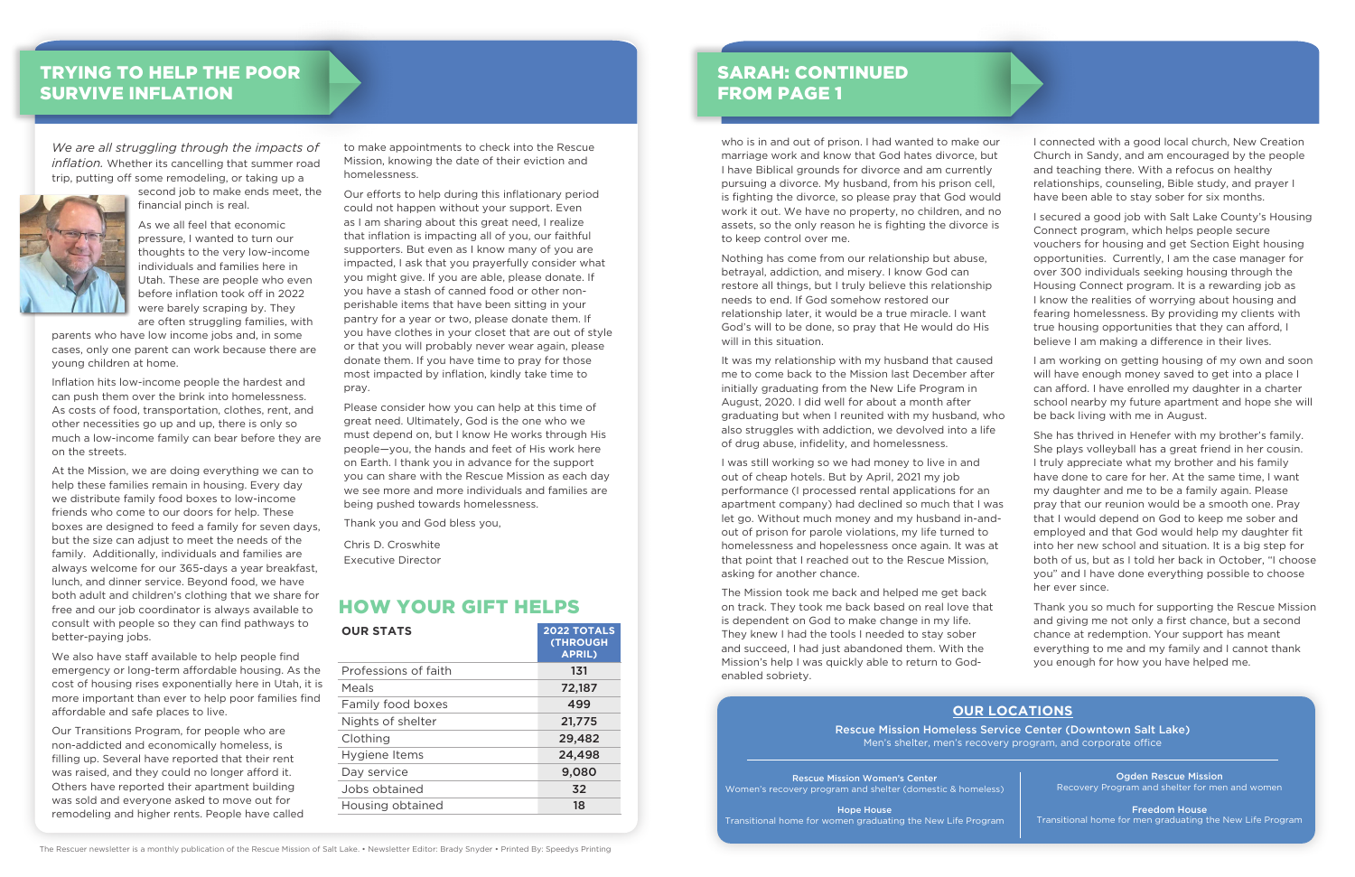## TRYING TO HELP THE POOR SURVIVE INFLATION

*We are all struggling through the impacts of inflation.* Whether its cancelling that summer road trip, putting off some remodeling, or taking up a second job to make ends meet, the financial pinch is real.

As we all feel that economic pressure, I wanted to turn our thoughts to the very low-income individuals and families here in Utah. These are people who even before inflation took off in 2022 were barely scraping by. They are often struggling families, with parents who have low income jobs and, in some cases, only one parent can work because there are young children at home.

Inflation hits low-income people the hardest and can push them over the brink into homelessness. As costs of food, transportation, clothes, rent, and other necessities go up and up, there is only so much a low-income family can bear before they are on the streets.

At the Mission, we are doing everything we can to help these families remain in housing. Every day we distribute family food boxes to low-income friends who come to our doors for help. These boxes are designed to feed a family for seven days, but the size can adjust to meet the needs of the family. Additionally, individuals and families are always welcome for our 365-days a year breakfast, lunch, and dinner service. Beyond food, we have both adult and children's clothing that we share for free and our job coordinator is always available to consult with people so they can find pathways to better-paying jobs.

We also have staff available to help people find emergency or long-term affordable housing. As the cost of housing rises exponentially here in Utah, it is more important than ever to help poor families find affordable and safe places to live.

Our Transitions Program, for people who are non-addicted and economically homeless, is filling up. Several have reported that their rent was raised, and they could no longer afford it. Others have reported their apartment building was sold and everyone asked to move out for remodeling and higher rents. People have called to make appointments to check into the Rescue Mission, knowing the date of their eviction and homelessness.

Our efforts to help during this inflationary period could not happen without your support. Even as I am sharing about this great need, I realize that inflation is impacting all of you, our faithful supporters. But even as I know many of you are impacted, I ask that you prayerfully consider what you might give. If you are able, please donate. If you have a stash of canned food or other non-perishable items that have been sitting in your pantry for a year or two, please donate them. If you have clothes in your closet that are out of style or that you will probably never wear again, please donate them. If you have time to pray for those most impacted by inflation, kindly take time to pray.

Please consider how you can help at this time of great need. Ultimately, God is the one who we must depend on, but I know He works through His people—you, the hands and feet of His work here on Earth. I thank you in advance for the support you can share with the Rescue Mission as each day we see more and more individuals and families are being pushed towards homelessness.

Thank you and God bless you,

Chris D. Croswhite
Executive Director

## HOW YOUR GIFT HELPS

| OUR STATS | 2022 TOTALS (THROUGH APRIL) |
|---|---|
| Professions of faith | 131 |
| Meals | 72,187 |
| Family food boxes | 499 |
| Nights of shelter | 21,775 |
| Clothing | 29,482 |
| Hygiene Items | 24,498 |
| Day service | 9,080 |
| Jobs obtained | 32 |
| Housing obtained | 18 |

## SARAH: CONTINUED FROM PAGE 1

who is in and out of prison. I had wanted to make our marriage work and know that God hates divorce, but I have Biblical grounds for divorce and am currently pursuing a divorce. My husband, from his prison cell, is fighting the divorce, so please pray that God would work it out. We have no property, no children, and no assets, so the only reason he is fighting the divorce is to keep control over me.

Nothing has come from our relationship but abuse, betrayal, addiction, and misery. I know God can restore all things, but I truly believe this relationship needs to end. If God somehow restored our relationship later, it would be a true miracle. I want God's will to be done, so pray that He would do His will in this situation.

It was my relationship with my husband that caused me to come back to the Mission last December after initially graduating from the New Life Program in August, 2020. I did well for about a month after graduating but when I reunited with my husband, who also struggles with addiction, we devolved into a life of drug abuse, infidelity, and homelessness.

I was still working so we had money to live in and out of cheap hotels. But by April, 2021 my job performance (I processed rental applications for an apartment company) had declined so much that I was let go. Without much money and my husband in-and-out of prison for parole violations, my life turned to homelessness and hopelessness once again. It was at that point that I reached out to the Rescue Mission, asking for another chance.

The Mission took me back and helped me get back on track. They took me back based on real love that is dependent on God to make change in my life. They knew I had the tools I needed to stay sober and succeed, I had just abandoned them. With the Mission's help I was quickly able to return to God-enabled sobriety.

I connected with a good local church, New Creation Church in Sandy, and am encouraged by the people and teaching there. With a refocus on healthy relationships, counseling, Bible study, and prayer I have been able to stay sober for six months.

I secured a good job with Salt Lake County's Housing Connect program, which helps people secure vouchers for housing and get Section Eight housing opportunities. Currently, I am the case manager for over 300 individuals seeking housing through the Housing Connect program. It is a rewarding job as I know the realities of worrying about housing and fearing homelessness. By providing my clients with true housing opportunities that they can afford, I believe I am making a difference in their lives.

I am working on getting housing of my own and soon will have enough money saved to get into a place I can afford. I have enrolled my daughter in a charter school nearby my future apartment and hope she will be back living with me in August.

She has thrived in Henefer with my brother's family. She plays volleyball has a great friend in her cousin. I truly appreciate what my brother and his family have done to care for her. At the same time, I want my daughter and me to be a family again. Please pray that our reunion would be a smooth one. Pray that I would depend on God to keep me sober and employed and that God would help my daughter fit into her new school and situation. It is a big step for both of us, but as I told her back in October, "I choose you" and I have done everything possible to choose her ever since.

Thank you so much for supporting the Rescue Mission and giving me not only a first chance, but a second chance at redemption. Your support has meant everything to me and my family and I cannot thank you enough for how you have helped me.

## OUR LOCATIONS

**Rescue Mission Homeless Service Center (Downtown Salt Lake)**
Men's shelter, men's recovery program, and corporate office

**Rescue Mission Women's Center**
Women's recovery program and shelter (domestic & homeless)

**Hope House**
Transitional home for women graduating the New Life Program

**Ogden Rescue Mission**
Recovery Program and shelter for men and women

**Freedom House**
Transitional home for men graduating the New Life Program

The Rescuer newsletter is a monthly publication of the Rescue Mission of Salt Lake. • Newsletter Editor: Brady Snyder • Printed By: Speedys Printing